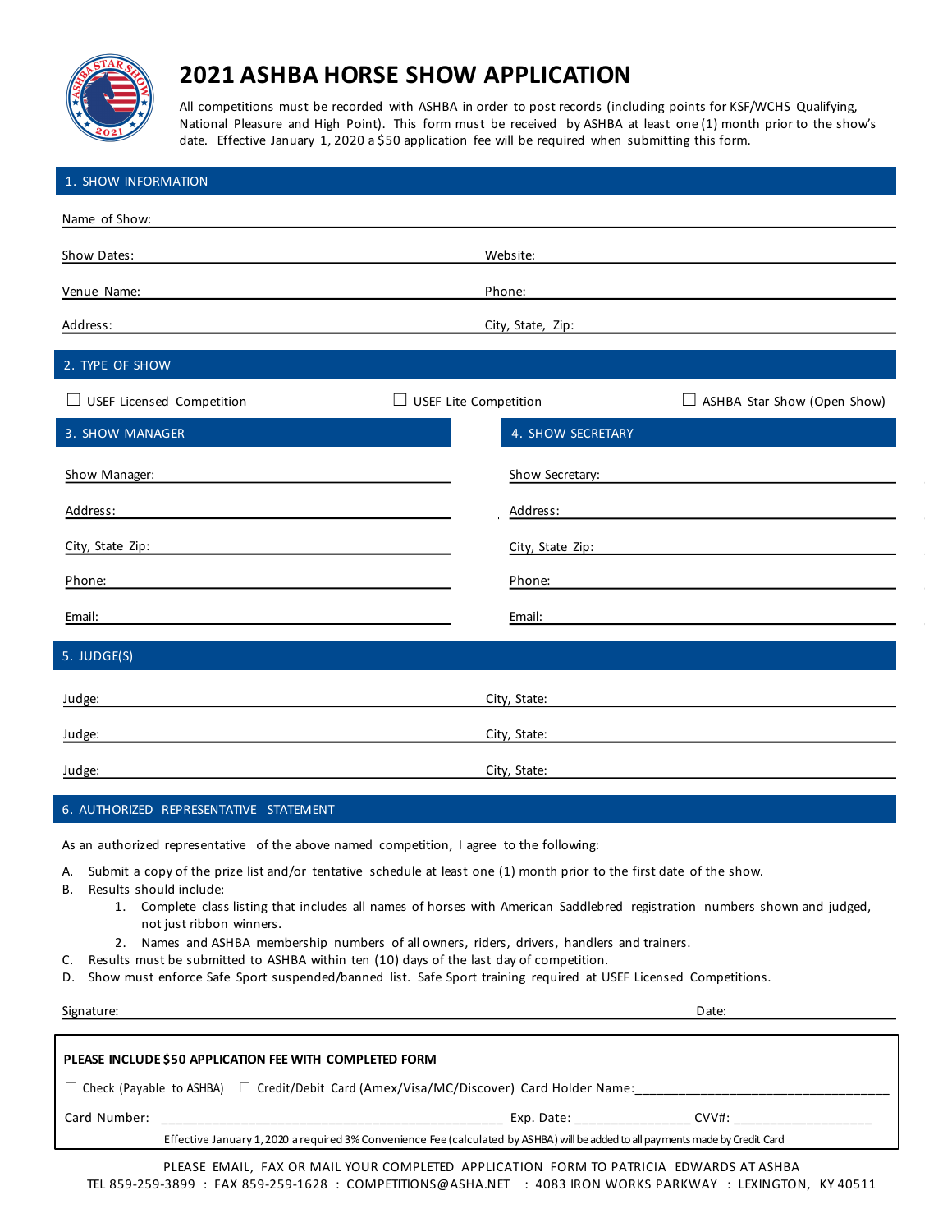# 2021 ASHBA HORSE SHOW APPLICATION

All competitions must be recorded with ASHBA in order to post records (including points for KSF/WCHS Qualifying, National Pleasure and High Point). This form must be received by ASHBA at least one (1) month prior to the show's date. Effective January 1, 2020 a $50 application fee will be required when submitting this form.

## 1. SHOW INFORMATION

Name of Show: ______________________________

Show Dates: ______________________________ Website: ______________________________

Venue Name: ______________________________ Phone: ______________________________

Address: ______________________________ City, State, Zip: ______________________________

## 2. TYPE OF SHOW

☐ USEF Licensed Competition ☐ USEF Lite Competition ☐ ASHBA Star Show (Open Show)

## 3. SHOW MANAGER

Show Manager: ______________________________

Address: ______________________________

City, State Zip: ______________________________

Phone: ______________________________

Email: ______________________________

## 4. SHOW SECRETARY

Show Secretary: ______________________________

Address: ______________________________

City, State Zip: ______________________________

Phone: ______________________________

Email: ______________________________

## 5. JUDGE(S)

Judge: ______________________________ City, State: ______________________________

Judge: ______________________________ City, State: ______________________________

Judge: ______________________________ City, State: ______________________________

## 6. AUTHORIZED REPRESENTATIVE STATEMENT

As an authorized representative of the above named competition, I agree to the following:

A. Submit a copy of the prize list and/or tentative schedule at least one (1) month prior to the first date of the show.

B. Results should include:
   1. Complete class listing that includes all names of horses with American Saddlebred registration numbers shown and judged, not just ribbon winners.
   2. Names and ASHBA membership numbers of all owners, riders, drivers, handlers and trainers.

C. Results must be submitted to ASHBA within ten (10) days of the last day of competition.

D. Show must enforce Safe Sport suspended/banned list. Safe Sport training required at USEF Licensed Competitions.

Signature: ______________________________ Date: ______________________________

**PLEASE INCLUDE $50 APPLICATION FEE WITH COMPLETED FORM**

☐ Check (Payable to ASHBA) ☐ Credit/Debit Card (Amex/Visa/MC/Discover) Card Holder Name: ______________________________

Card Number: ______________________________ Exp. Date: ________________ CVV#: ____________________

Effective January 1, 2020 a required 3% Convenience Fee (calculated by ASHBA) will be added to all payments made by Credit Card

PLEASE EMAIL, FAX OR MAIL YOUR COMPLETED APPLICATION FORM TO PATRICIA EDWARDS AT ASHBA
TEL 859-259-3899 : FAX 859-259-1628 : COMPETITIONS@ASHA.NET : 4083 IRON WORKS PARKWAY : LEXINGTON, KY 40511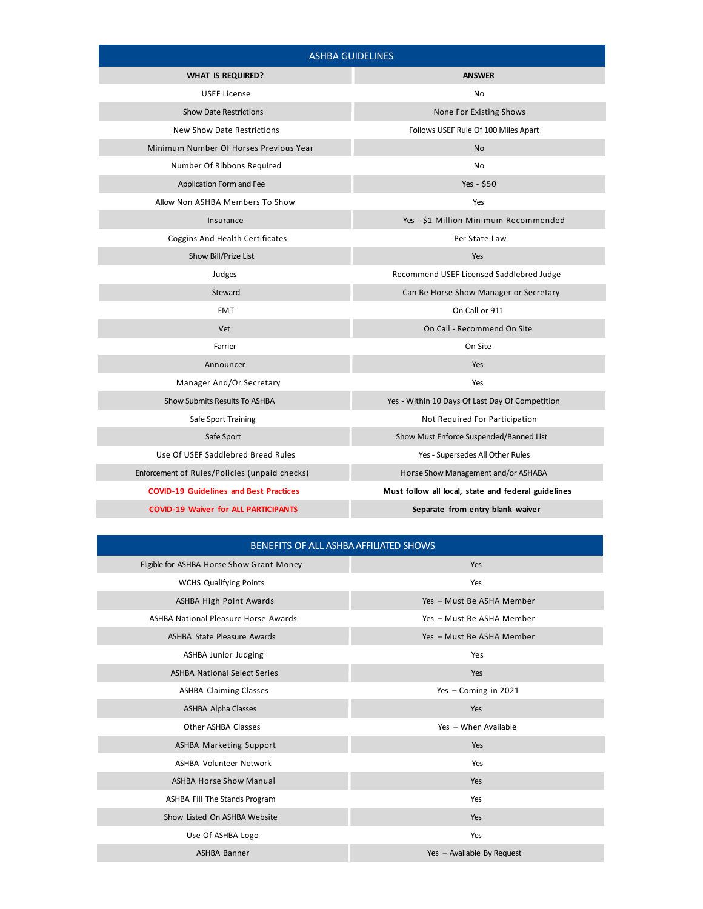| ASHBA GUIDELINES | |
|---|---|
| **WHAT IS REQUIRED?** | **ANSWER** |
| USEF License | No |
| Show Date Restrictions | None For Existing Shows |
| New Show Date Restrictions | Follows USEF Rule Of 100 Miles Apart |
| Minimum Number Of Horses Previous Year | No |
| Number Of Ribbons Required | No |
| Application Form and Fee | Yes - $50 |
| Allow Non ASHBA Members To Show | Yes |
| Insurance | Yes - $1 Million Minimum Recommended |
| Coggins And Health Certificates | Per State Law |
| Show Bill/Prize List | Yes |
| Judges | Recommend USEF Licensed Saddlebred Judge |
| Steward | Can Be Horse Show Manager or Secretary |
| EMT | On Call or 911 |
| Vet | On Call - Recommend On Site |
| Farrier | On Site |
| Announcer | Yes |
| Manager And/Or Secretary | Yes |
| Show Submits Results To ASHBA | Yes - Within 10 Days Of Last Day Of Competition |
| Safe Sport Training | Not Required For Participation |
| Safe Sport | Show Must Enforce Suspended/Banned List |
| Use Of USEF Saddlebred Breed Rules | Yes - Supersedes All Other Rules |
| Enforcement of Rules/Policies (unpaid checks) | Horse Show Management and/or ASHBA |
| **COVID-19 Guidelines and Best Practices** | **Must follow all local, state and federal guidelines** |
| **COVID-19 Waiver for ALL PARTICIPANTS** | **Separate from entry blank waiver** |

| BENEFITS OF ALL ASHBA AFFILIATED SHOWS | |
|---|---|
| Eligible for ASHBA Horse Show Grant Money | Yes |
| WCHS Qualifying Points | Yes |
| ASHBA High Point Awards | Yes – Must Be ASHA Member |
| ASHBA National Pleasure Horse Awards | Yes – Must Be ASHA Member |
| ASHBA State Pleasure Awards | Yes – Must Be ASHA Member |
| ASHBA Junior Judging | Yes |
| ASHBA National Select Series | Yes |
| ASHBA Claiming Classes | Yes – Coming in 2021 |
| ASHBA Alpha Classes | Yes |
| Other ASHBA Classes | Yes – When Available |
| ASHBA Marketing Support | Yes |
| ASHBA Volunteer Network | Yes |
| ASHBA Horse Show Manual | Yes |
| ASHBA Fill The Stands Program | Yes |
| Show Listed On ASHBA Website | Yes |
| Use Of ASHBA Logo | Yes |
| ASHBA Banner | Yes – Available By Request |